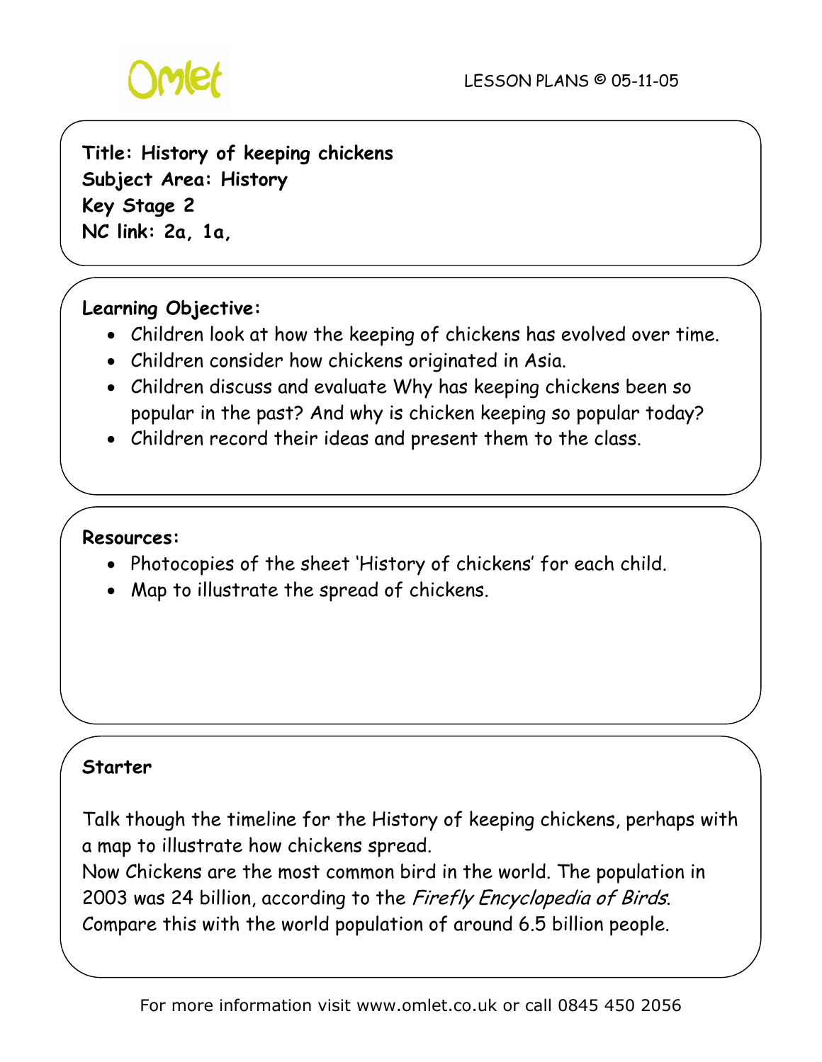LESSON PLANS © 05-11-05

**Title: History of keeping chickens**
**Subject Area: History**
**Key Stage 2**
**NC link: 2a, 1a,**

**Learning Objective:**

- Children look at how the keeping of chickens has evolved over time.
- Children consider how chickens originated in Asia.
- Children discuss and evaluate Why has keeping chickens been so popular in the past? And why is chicken keeping so popular today?
- Children record their ideas and present them to the class.

**Resources:**

- Photocopies of the sheet 'History of chickens' for each child.
- Map to illustrate the spread of chickens.

**Starter**

Talk though the timeline for the History of keeping chickens, perhaps with a map to illustrate how chickens spread.
Now Chickens are the most common bird in the world. The population in 2003 was 24 billion, according to the *Firefly Encyclopedia of Birds*. Compare this with the world population of around 6.5 billion people.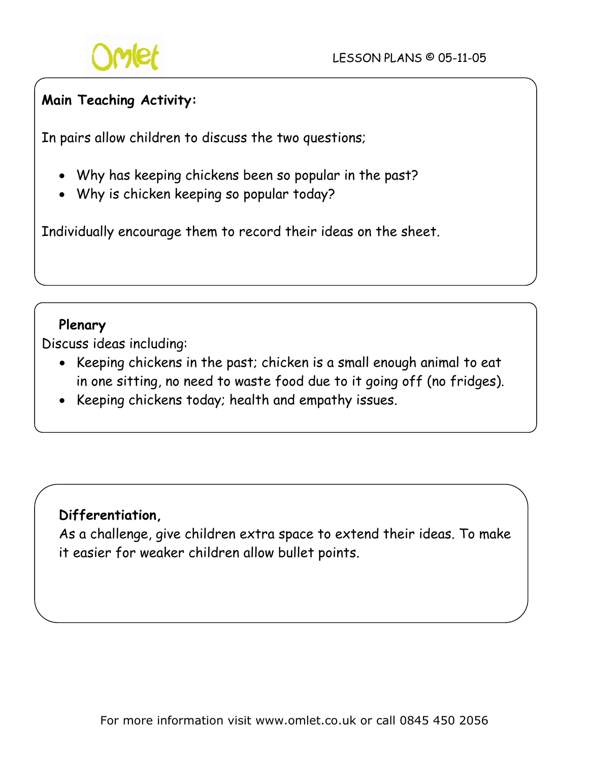**Main Teaching Activity:**

In pairs allow children to discuss the two questions;

- Why has keeping chickens been so popular in the past?
- Why is chicken keeping so popular today?

Individually encourage them to record their ideas on the sheet.

**Plenary**

Discuss ideas including:

- Keeping chickens in the past; chicken is a small enough animal to eat in one sitting, no need to waste food due to it going off (no fridges).
- Keeping chickens today; health and empathy issues.

**Differentiation,**

As a challenge, give children extra space to extend their ideas. To make it easier for weaker children allow bullet points.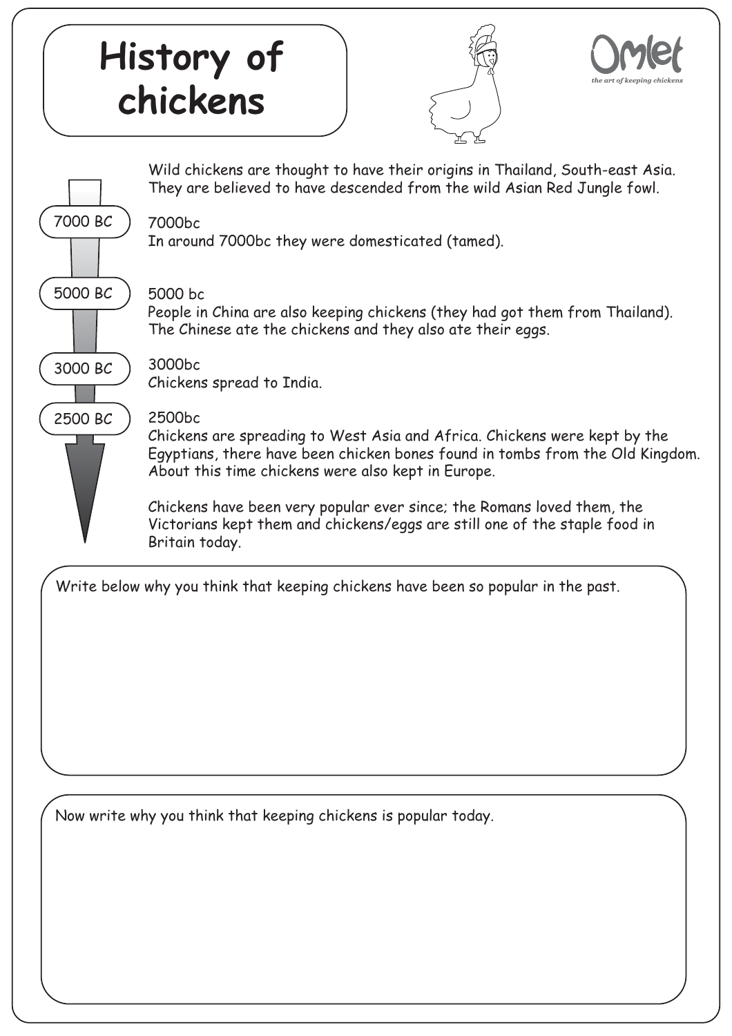# History of chickens

Omlet
*the art of keeping chickens*

Wild chickens are thought to have their origins in Thailand, South-east Asia. They are believed to have descended from the wild Asian Red Jungle fowl.

7000 BC

7000bc
In around 7000bc they were domesticated (tamed).

5000 BC

5000 bc
People in China are also keeping chickens (they had got them from Thailand). The Chinese ate the chickens and they also ate their eggs.

3000 BC

3000bc
Chickens spread to India.

2500 BC

2500bc
Chickens are spreading to West Asia and Africa. Chickens were kept by the Egyptians, there have been chicken bones found in tombs from the Old Kingdom. About this time chickens were also kept in Europe.

Chickens have been very popular ever since; the Romans loved them, the Victorians kept them and chickens/eggs are still one of the staple food in Britain today.

Write below why you think that keeping chickens have been so popular in the past.

Now write why you think that keeping chickens is popular today.